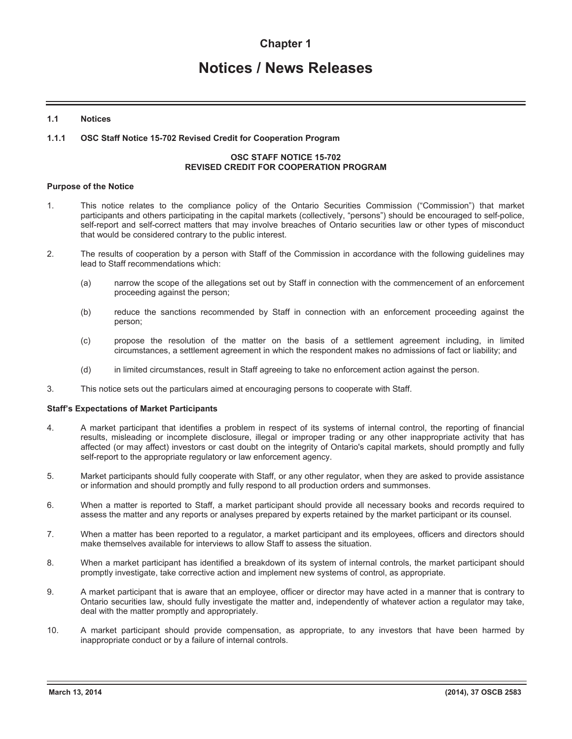# Chapter 1

# Notices / News Releases

## 1.1 Notices

### 1.1.1 OSC Staff Notice 15-702 Revised Credit for Cooperation Program

**OSC STAFF NOTICE 15-702**
**REVISED CREDIT FOR COOPERATION PROGRAM**

**Purpose of the Notice**

1. This notice relates to the compliance policy of the Ontario Securities Commission ("Commission") that market participants and others participating in the capital markets (collectively, "persons") should be encouraged to self-police, self-report and self-correct matters that may involve breaches of Ontario securities law or other types of misconduct that would be considered contrary to the public interest.

2. The results of cooperation by a person with Staff of the Commission in accordance with the following guidelines may lead to Staff recommendations which:

   (a) narrow the scope of the allegations set out by Staff in connection with the commencement of an enforcement proceeding against the person;

   (b) reduce the sanctions recommended by Staff in connection with an enforcement proceeding against the person;

   (c) propose the resolution of the matter on the basis of a settlement agreement including, in limited circumstances, a settlement agreement in which the respondent makes no admissions of fact or liability; and

   (d) in limited circumstances, result in Staff agreeing to take no enforcement action against the person.

3. This notice sets out the particulars aimed at encouraging persons to cooperate with Staff.

**Staff's Expectations of Market Participants**

4. A market participant that identifies a problem in respect of its systems of internal control, the reporting of financial results, misleading or incomplete disclosure, illegal or improper trading or any other inappropriate activity that has affected (or may affect) investors or cast doubt on the integrity of Ontario's capital markets, should promptly and fully self-report to the appropriate regulatory or law enforcement agency.

5. Market participants should fully cooperate with Staff, or any other regulator, when they are asked to provide assistance or information and should promptly and fully respond to all production orders and summonses.

6. When a matter is reported to Staff, a market participant should provide all necessary books and records required to assess the matter and any reports or analyses prepared by experts retained by the market participant or its counsel.

7. When a matter has been reported to a regulator, a market participant and its employees, officers and directors should make themselves available for interviews to allow Staff to assess the situation.

8. When a market participant has identified a breakdown of its system of internal controls, the market participant should promptly investigate, take corrective action and implement new systems of control, as appropriate.

9. A market participant that is aware that an employee, officer or director may have acted in a manner that is contrary to Ontario securities law, should fully investigate the matter and, independently of whatever action a regulator may take, deal with the matter promptly and appropriately.

10. A market participant should provide compensation, as appropriate, to any investors that have been harmed by inappropriate conduct or by a failure of internal controls.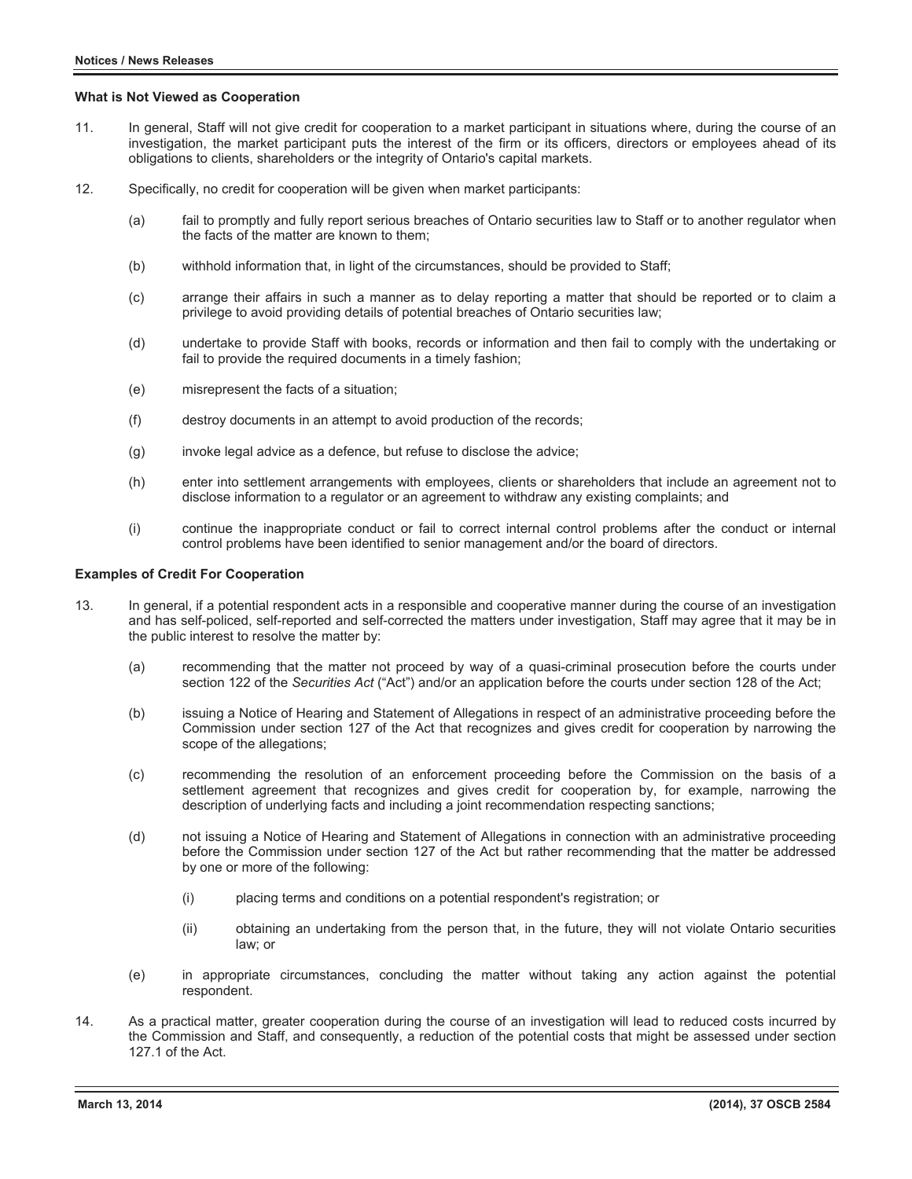### What is Not Viewed as Cooperation

11. In general, Staff will not give credit for cooperation to a market participant in situations where, during the course of an investigation, the market participant puts the interest of the firm or its officers, directors or employees ahead of its obligations to clients, shareholders or the integrity of Ontario's capital markets.

12. Specifically, no credit for cooperation will be given when market participants:

    (a) fail to promptly and fully report serious breaches of Ontario securities law to Staff or to another regulator when the facts of the matter are known to them;

    (b) withhold information that, in light of the circumstances, should be provided to Staff;

    (c) arrange their affairs in such a manner as to delay reporting a matter that should be reported or to claim a privilege to avoid providing details of potential breaches of Ontario securities law;

    (d) undertake to provide Staff with books, records or information and then fail to comply with the undertaking or fail to provide the required documents in a timely fashion;

    (e) misrepresent the facts of a situation;

    (f) destroy documents in an attempt to avoid production of the records;

    (g) invoke legal advice as a defence, but refuse to disclose the advice;

    (h) enter into settlement arrangements with employees, clients or shareholders that include an agreement not to disclose information to a regulator or an agreement to withdraw any existing complaints; and

    (i) continue the inappropriate conduct or fail to correct internal control problems after the conduct or internal control problems have been identified to senior management and/or the board of directors.

### Examples of Credit For Cooperation

13. In general, if a potential respondent acts in a responsible and cooperative manner during the course of an investigation and has self-policed, self-reported and self-corrected the matters under investigation, Staff may agree that it may be in the public interest to resolve the matter by:

    (a) recommending that the matter not proceed by way of a quasi-criminal prosecution before the courts under section 122 of the *Securities Act* ("Act") and/or an application before the courts under section 128 of the Act;

    (b) issuing a Notice of Hearing and Statement of Allegations in respect of an administrative proceeding before the Commission under section 127 of the Act that recognizes and gives credit for cooperation by narrowing the scope of the allegations;

    (c) recommending the resolution of an enforcement proceeding before the Commission on the basis of a settlement agreement that recognizes and gives credit for cooperation by, for example, narrowing the description of underlying facts and including a joint recommendation respecting sanctions;

    (d) not issuing a Notice of Hearing and Statement of Allegations in connection with an administrative proceeding before the Commission under section 127 of the Act but rather recommending that the matter be addressed by one or more of the following:

        (i) placing terms and conditions on a potential respondent's registration; or

        (ii) obtaining an undertaking from the person that, in the future, they will not violate Ontario securities law; or

    (e) in appropriate circumstances, concluding the matter without taking any action against the potential respondent.

14. As a practical matter, greater cooperation during the course of an investigation will lead to reduced costs incurred by the Commission and Staff, and consequently, a reduction of the potential costs that might be assessed under section 127.1 of the Act.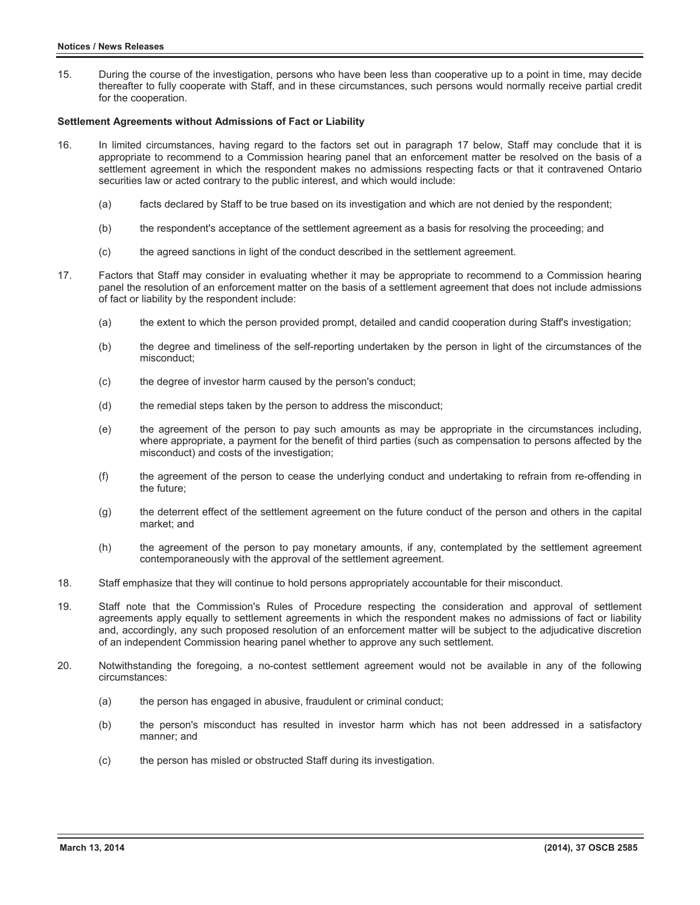15. During the course of the investigation, persons who have been less than cooperative up to a point in time, may decide thereafter to fully cooperate with Staff, and in these circumstances, such persons would normally receive partial credit for the cooperation.

**Settlement Agreements without Admissions of Fact or Liability**

16. In limited circumstances, having regard to the factors set out in paragraph 17 below, Staff may conclude that it is appropriate to recommend to a Commission hearing panel that an enforcement matter be resolved on the basis of a settlement agreement in which the respondent makes no admissions respecting facts or that it contravened Ontario securities law or acted contrary to the public interest, and which would include:

    (a) facts declared by Staff to be true based on its investigation and which are not denied by the respondent;

    (b) the respondent's acceptance of the settlement agreement as a basis for resolving the proceeding; and

    (c) the agreed sanctions in light of the conduct described in the settlement agreement.

17. Factors that Staff may consider in evaluating whether it may be appropriate to recommend to a Commission hearing panel the resolution of an enforcement matter on the basis of a settlement agreement that does not include admissions of fact or liability by the respondent include:

    (a) the extent to which the person provided prompt, detailed and candid cooperation during Staff's investigation;

    (b) the degree and timeliness of the self-reporting undertaken by the person in light of the circumstances of the misconduct;

    (c) the degree of investor harm caused by the person's conduct;

    (d) the remedial steps taken by the person to address the misconduct;

    (e) the agreement of the person to pay such amounts as may be appropriate in the circumstances including, where appropriate, a payment for the benefit of third parties (such as compensation to persons affected by the misconduct) and costs of the investigation;

    (f) the agreement of the person to cease the underlying conduct and undertaking to refrain from re-offending in the future;

    (g) the deterrent effect of the settlement agreement on the future conduct of the person and others in the capital market; and

    (h) the agreement of the person to pay monetary amounts, if any, contemplated by the settlement agreement contemporaneously with the approval of the settlement agreement.

18. Staff emphasize that they will continue to hold persons appropriately accountable for their misconduct.

19. Staff note that the Commission's Rules of Procedure respecting the consideration and approval of settlement agreements apply equally to settlement agreements in which the respondent makes no admissions of fact or liability and, accordingly, any such proposed resolution of an enforcement matter will be subject to the adjudicative discretion of an independent Commission hearing panel whether to approve any such settlement.

20. Notwithstanding the foregoing, a no-contest settlement agreement would not be available in any of the following circumstances:

    (a) the person has engaged in abusive, fraudulent or criminal conduct;

    (b) the person's misconduct has resulted in investor harm which has not been addressed in a satisfactory manner; and

    (c) the person has misled or obstructed Staff during its investigation.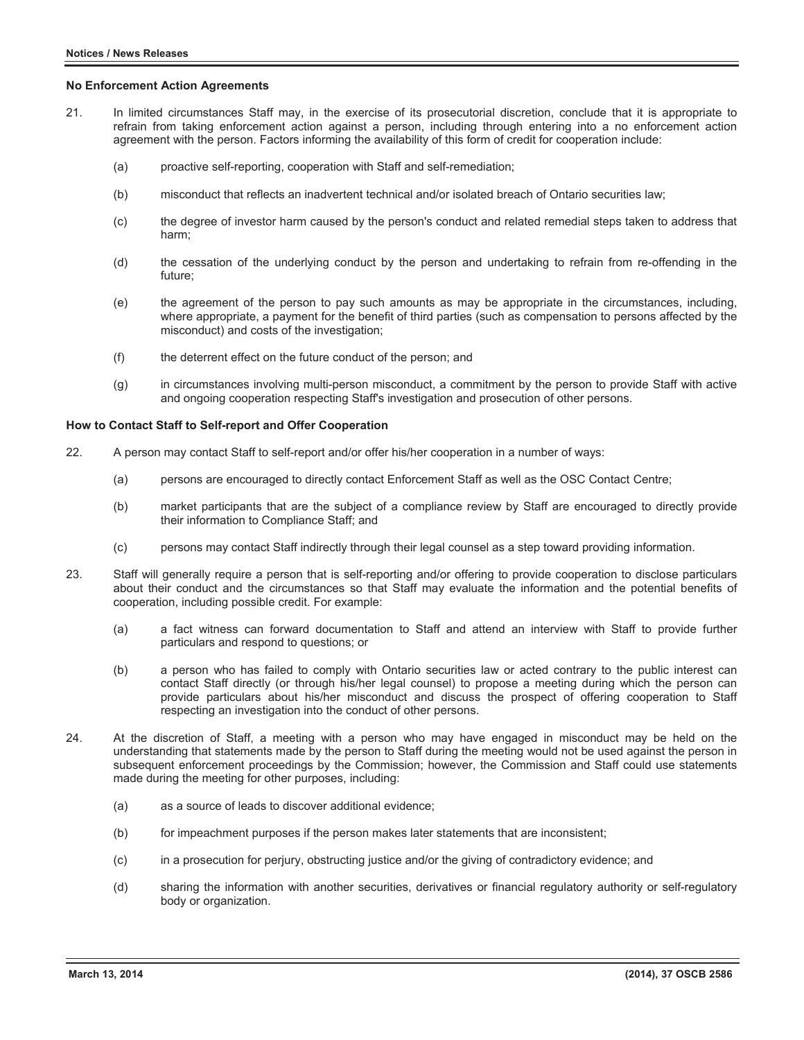### No Enforcement Action Agreements

21. In limited circumstances Staff may, in the exercise of its prosecutorial discretion, conclude that it is appropriate to refrain from taking enforcement action against a person, including through entering into a no enforcement action agreement with the person. Factors informing the availability of this form of credit for cooperation include:

    (a) proactive self-reporting, cooperation with Staff and self-remediation;

    (b) misconduct that reflects an inadvertent technical and/or isolated breach of Ontario securities law;

    (c) the degree of investor harm caused by the person's conduct and related remedial steps taken to address that harm;

    (d) the cessation of the underlying conduct by the person and undertaking to refrain from re-offending in the future;

    (e) the agreement of the person to pay such amounts as may be appropriate in the circumstances, including, where appropriate, a payment for the benefit of third parties (such as compensation to persons affected by the misconduct) and costs of the investigation;

    (f) the deterrent effect on the future conduct of the person; and

    (g) in circumstances involving multi-person misconduct, a commitment by the person to provide Staff with active and ongoing cooperation respecting Staff's investigation and prosecution of other persons.

### How to Contact Staff to Self-report and Offer Cooperation

22. A person may contact Staff to self-report and/or offer his/her cooperation in a number of ways:

    (a) persons are encouraged to directly contact Enforcement Staff as well as the OSC Contact Centre;

    (b) market participants that are the subject of a compliance review by Staff are encouraged to directly provide their information to Compliance Staff; and

    (c) persons may contact Staff indirectly through their legal counsel as a step toward providing information.

23. Staff will generally require a person that is self-reporting and/or offering to provide cooperation to disclose particulars about their conduct and the circumstances so that Staff may evaluate the information and the potential benefits of cooperation, including possible credit. For example:

    (a) a fact witness can forward documentation to Staff and attend an interview with Staff to provide further particulars and respond to questions; or

    (b) a person who has failed to comply with Ontario securities law or acted contrary to the public interest can contact Staff directly (or through his/her legal counsel) to propose a meeting during which the person can provide particulars about his/her misconduct and discuss the prospect of offering cooperation to Staff respecting an investigation into the conduct of other persons.

24. At the discretion of Staff, a meeting with a person who may have engaged in misconduct may be held on the understanding that statements made by the person to Staff during the meeting would not be used against the person in subsequent enforcement proceedings by the Commission; however, the Commission and Staff could use statements made during the meeting for other purposes, including:

    (a) as a source of leads to discover additional evidence;

    (b) for impeachment purposes if the person makes later statements that are inconsistent;

    (c) in a prosecution for perjury, obstructing justice and/or the giving of contradictory evidence; and

    (d) sharing the information with another securities, derivatives or financial regulatory authority or self-regulatory body or organization.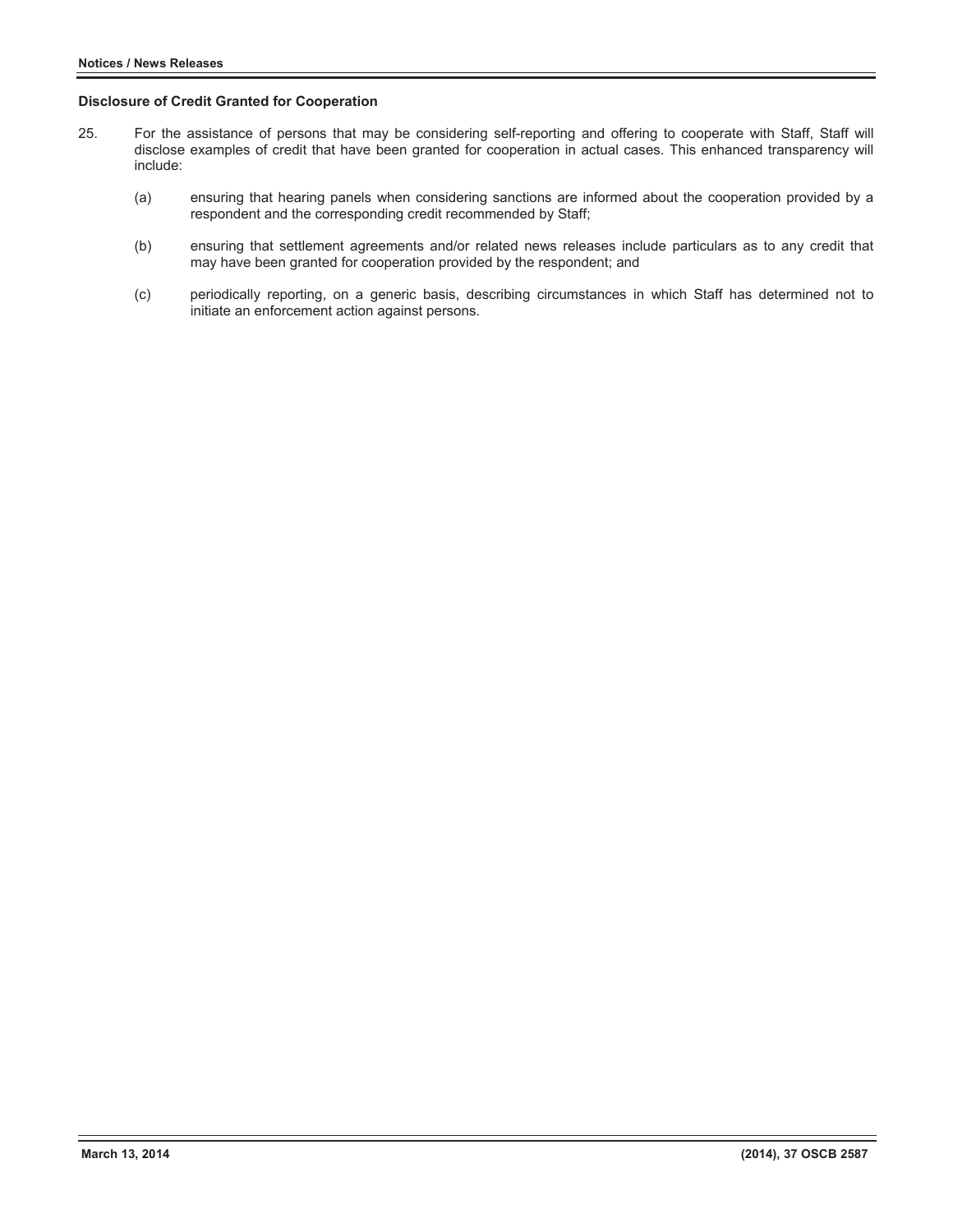### Disclosure of Credit Granted for Cooperation

25. For the assistance of persons that may be considering self-reporting and offering to cooperate with Staff, Staff will disclose examples of credit that have been granted for cooperation in actual cases. This enhanced transparency will include:

    (a) ensuring that hearing panels when considering sanctions are informed about the cooperation provided by a respondent and the corresponding credit recommended by Staff;

    (b) ensuring that settlement agreements and/or related news releases include particulars as to any credit that may have been granted for cooperation provided by the respondent; and

    (c) periodically reporting, on a generic basis, describing circumstances in which Staff has determined not to initiate an enforcement action against persons.